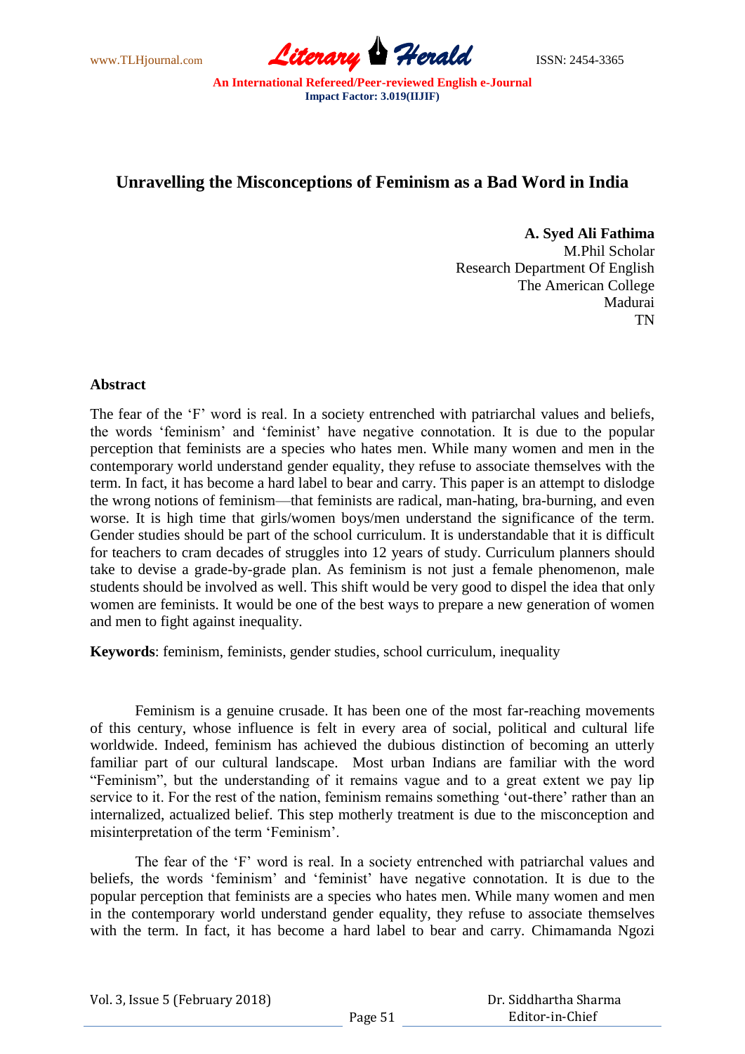# Unravelling the Misconceptions of Feminism as a Bad Word in India

**A. Syed Ali Fathima**
M.Phil Scholar
Research Department Of English
The American College
Madurai
TN

## Abstract

The fear of the 'F' word is real. In a society entrenched with patriarchal values and beliefs, the words 'feminism' and 'feminist' have negative connotation. It is due to the popular perception that feminists are a species who hates men. While many women and men in the contemporary world understand gender equality, they refuse to associate themselves with the term. In fact, it has become a hard label to bear and carry. This paper is an attempt to dislodge the wrong notions of feminism—that feminists are radical, man-hating, bra-burning, and even worse. It is high time that girls/women boys/men understand the significance of the term. Gender studies should be part of the school curriculum. It is understandable that it is difficult for teachers to cram decades of struggles into 12 years of study. Curriculum planners should take to devise a grade-by-grade plan. As feminism is not just a female phenomenon, male students should be involved as well. This shift would be very good to dispel the idea that only women are feminists. It would be one of the best ways to prepare a new generation of women and men to fight against inequality.

**Keywords**: feminism, feminists, gender studies, school curriculum, inequality

Feminism is a genuine crusade. It has been one of the most far-reaching movements of this century, whose influence is felt in every area of social, political and cultural life worldwide. Indeed, feminism has achieved the dubious distinction of becoming an utterly familiar part of our cultural landscape. Most urban Indians are familiar with the word "Feminism", but the understanding of it remains vague and to a great extent we pay lip service to it. For the rest of the nation, feminism remains something 'out-there' rather than an internalized, actualized belief. This step motherly treatment is due to the misconception and misinterpretation of the term 'Feminism'.

The fear of the 'F' word is real. In a society entrenched with patriarchal values and beliefs, the words 'feminism' and 'feminist' have negative connotation. It is due to the popular perception that feminists are a species who hates men. While many women and men in the contemporary world understand gender equality, they refuse to associate themselves with the term. In fact, it has become a hard label to bear and carry. Chimamanda Ngozi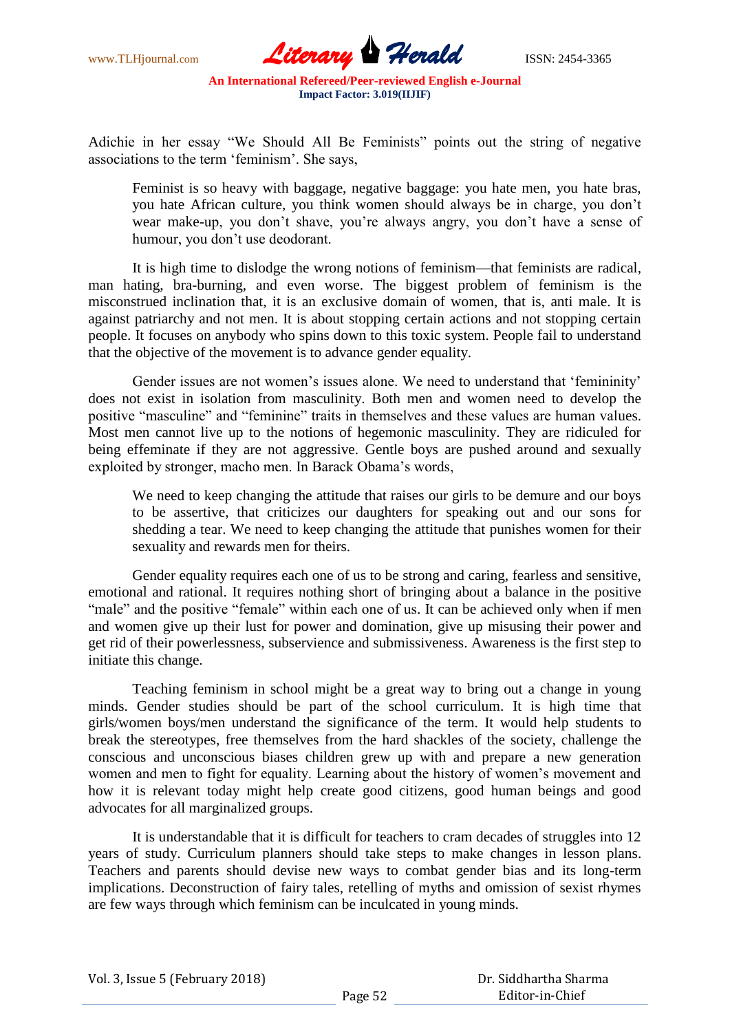Adichie in her essay "We Should All Be Feminists" points out the string of negative associations to the term 'feminism'. She says,

> Feminist is so heavy with baggage, negative baggage: you hate men, you hate bras, you hate African culture, you think women should always be in charge, you don't wear make-up, you don't shave, you're always angry, you don't have a sense of humour, you don't use deodorant.

It is high time to dislodge the wrong notions of feminism—that feminists are radical, man hating, bra-burning, and even worse. The biggest problem of feminism is the misconstrued inclination that, it is an exclusive domain of women, that is, anti male. It is against patriarchy and not men. It is about stopping certain actions and not stopping certain people. It focuses on anybody who spins down to this toxic system. People fail to understand that the objective of the movement is to advance gender equality.

Gender issues are not women's issues alone. We need to understand that 'femininity' does not exist in isolation from masculinity. Both men and women need to develop the positive "masculine" and "feminine" traits in themselves and these values are human values. Most men cannot live up to the notions of hegemonic masculinity. They are ridiculed for being effeminate if they are not aggressive. Gentle boys are pushed around and sexually exploited by stronger, macho men. In Barack Obama's words,

> We need to keep changing the attitude that raises our girls to be demure and our boys to be assertive, that criticizes our daughters for speaking out and our sons for shedding a tear. We need to keep changing the attitude that punishes women for their sexuality and rewards men for theirs.

Gender equality requires each one of us to be strong and caring, fearless and sensitive, emotional and rational. It requires nothing short of bringing about a balance in the positive "male" and the positive "female" within each one of us. It can be achieved only when if men and women give up their lust for power and domination, give up misusing their power and get rid of their powerlessness, subservience and submissiveness. Awareness is the first step to initiate this change.

Teaching feminism in school might be a great way to bring out a change in young minds. Gender studies should be part of the school curriculum. It is high time that girls/women boys/men understand the significance of the term. It would help students to break the stereotypes, free themselves from the hard shackles of the society, challenge the conscious and unconscious biases children grew up with and prepare a new generation women and men to fight for equality. Learning about the history of women's movement and how it is relevant today might help create good citizens, good human beings and good advocates for all marginalized groups.

It is understandable that it is difficult for teachers to cram decades of struggles into 12 years of study. Curriculum planners should take steps to make changes in lesson plans. Teachers and parents should devise new ways to combat gender bias and its long-term implications. Deconstruction of fairy tales, retelling of myths and omission of sexist rhymes are few ways through which feminism can be inculcated in young minds.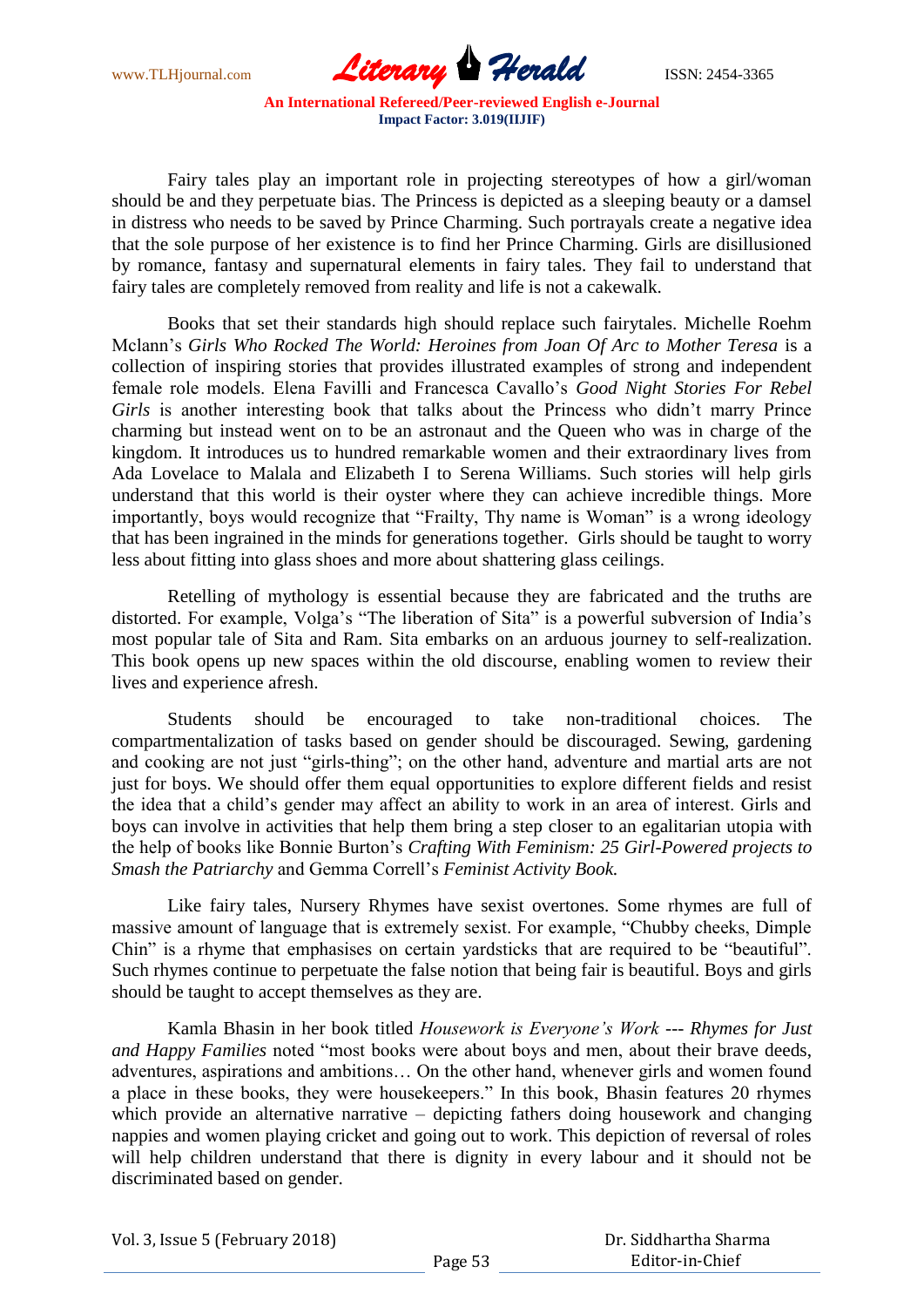Fairy tales play an important role in projecting stereotypes of how a girl/woman should be and they perpetuate bias. The Princess is depicted as a sleeping beauty or a damsel in distress who needs to be saved by Prince Charming. Such portrayals create a negative idea that the sole purpose of her existence is to find her Prince Charming. Girls are disillusioned by romance, fantasy and supernatural elements in fairy tales. They fail to understand that fairy tales are completely removed from reality and life is not a cakewalk.

Books that set their standards high should replace such fairytales. Michelle Roehm Mclann's *Girls Who Rocked The World: Heroines from Joan Of Arc to Mother Teresa* is a collection of inspiring stories that provides illustrated examples of strong and independent female role models. Elena Favilli and Francesca Cavallo's *Good Night Stories For Rebel Girls* is another interesting book that talks about the Princess who didn't marry Prince charming but instead went on to be an astronaut and the Queen who was in charge of the kingdom. It introduces us to hundred remarkable women and their extraordinary lives from Ada Lovelace to Malala and Elizabeth I to Serena Williams. Such stories will help girls understand that this world is their oyster where they can achieve incredible things. More importantly, boys would recognize that "Frailty, Thy name is Woman" is a wrong ideology that has been ingrained in the minds for generations together. Girls should be taught to worry less about fitting into glass shoes and more about shattering glass ceilings.

Retelling of mythology is essential because they are fabricated and the truths are distorted. For example, Volga's "The liberation of Sita" is a powerful subversion of India's most popular tale of Sita and Ram. Sita embarks on an arduous journey to self-realization. This book opens up new spaces within the old discourse, enabling women to review their lives and experience afresh.

Students should be encouraged to take non-traditional choices. The compartmentalization of tasks based on gender should be discouraged. Sewing, gardening and cooking are not just "girls-thing"; on the other hand, adventure and martial arts are not just for boys. We should offer them equal opportunities to explore different fields and resist the idea that a child's gender may affect an ability to work in an area of interest. Girls and boys can involve in activities that help them bring a step closer to an egalitarian utopia with the help of books like Bonnie Burton's *Crafting With Feminism: 25 Girl-Powered projects to Smash the Patriarchy* and Gemma Correll's *Feminist Activity Book.*

Like fairy tales, Nursery Rhymes have sexist overtones. Some rhymes are full of massive amount of language that is extremely sexist. For example, "Chubby cheeks, Dimple Chin" is a rhyme that emphasises on certain yardsticks that are required to be "beautiful". Such rhymes continue to perpetuate the false notion that being fair is beautiful. Boys and girls should be taught to accept themselves as they are.

Kamla Bhasin in her book titled *Housework is Everyone's Work --- Rhymes for Just and Happy Families* noted "most books were about boys and men, about their brave deeds, adventures, aspirations and ambitions… On the other hand, whenever girls and women found a place in these books, they were housekeepers." In this book, Bhasin features 20 rhymes which provide an alternative narrative – depicting fathers doing housework and changing nappies and women playing cricket and going out to work. This depiction of reversal of roles will help children understand that there is dignity in every labour and it should not be discriminated based on gender.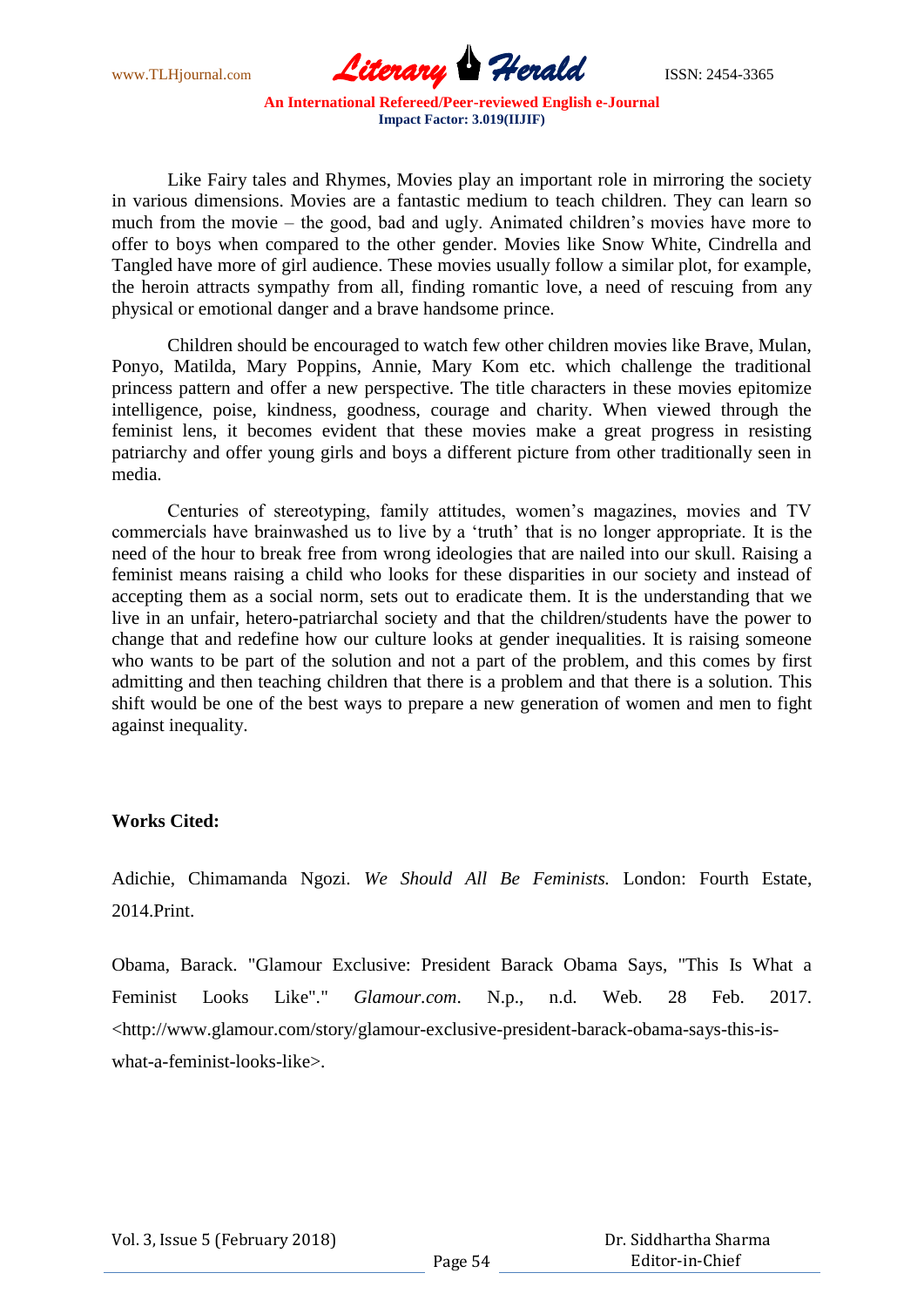Like Fairy tales and Rhymes, Movies play an important role in mirroring the society in various dimensions. Movies are a fantastic medium to teach children. They can learn so much from the movie – the good, bad and ugly. Animated children's movies have more to offer to boys when compared to the other gender. Movies like Snow White, Cindrella and Tangled have more of girl audience. These movies usually follow a similar plot, for example, the heroin attracts sympathy from all, finding romantic love, a need of rescuing from any physical or emotional danger and a brave handsome prince.

Children should be encouraged to watch few other children movies like Brave, Mulan, Ponyo, Matilda, Mary Poppins, Annie, Mary Kom etc. which challenge the traditional princess pattern and offer a new perspective. The title characters in these movies epitomize intelligence, poise, kindness, goodness, courage and charity. When viewed through the feminist lens, it becomes evident that these movies make a great progress in resisting patriarchy and offer young girls and boys a different picture from other traditionally seen in media.

Centuries of stereotyping, family attitudes, women's magazines, movies and TV commercials have brainwashed us to live by a 'truth' that is no longer appropriate. It is the need of the hour to break free from wrong ideologies that are nailed into our skull. Raising a feminist means raising a child who looks for these disparities in our society and instead of accepting them as a social norm, sets out to eradicate them. It is the understanding that we live in an unfair, hetero-patriarchal society and that the children/students have the power to change that and redefine how our culture looks at gender inequalities. It is raising someone who wants to be part of the solution and not a part of the problem, and this comes by first admitting and then teaching children that there is a problem and that there is a solution. This shift would be one of the best ways to prepare a new generation of women and men to fight against inequality.

**Works Cited:**

Adichie, Chimamanda Ngozi. *We Should All Be Feminists.* London: Fourth Estate, 2014.Print.

Obama, Barack. "Glamour Exclusive: President Barack Obama Says, "This Is What a Feminist Looks Like"." *Glamour.com*. N.p., n.d. Web. 28 Feb. 2017. <http://www.glamour.com/story/glamour-exclusive-president-barack-obama-says-this-is-what-a-feminist-looks-like>.